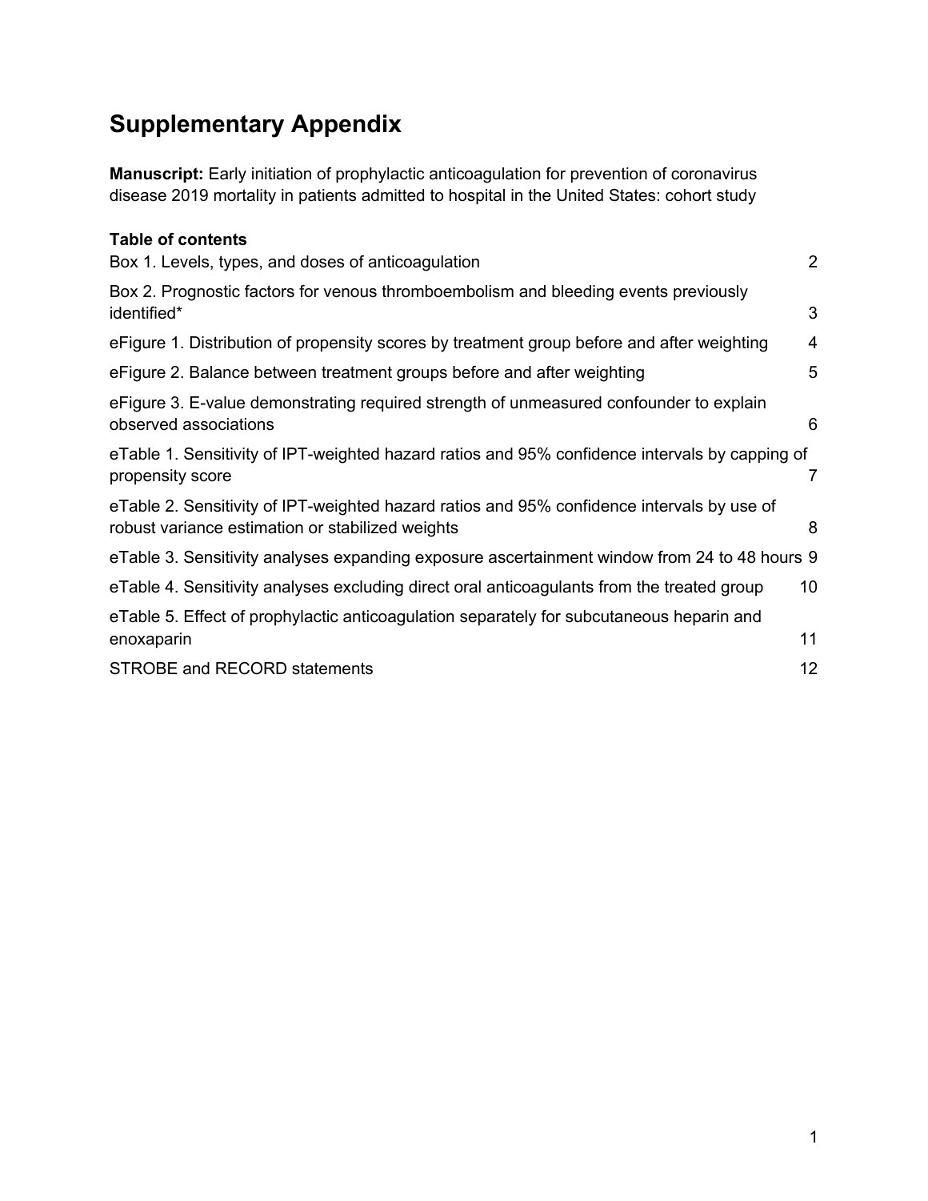# Supplementary Appendix

**Manuscript:** Early initiation of prophylactic anticoagulation for prevention of coronavirus disease 2019 mortality in patients admitted to hospital in the United States: cohort study

**Table of contents**

| | |
|---|---|
| Box 1. Levels, types, and doses of anticoagulation | 2 |
| Box 2. Prognostic factors for venous thromboembolism and bleeding events previously identified* | 3 |
| eFigure 1. Distribution of propensity scores by treatment group before and after weighting | 4 |
| eFigure 2. Balance between treatment groups before and after weighting | 5 |
| eFigure 3. E-value demonstrating required strength of unmeasured confounder to explain observed associations | 6 |
| eTable 1. Sensitivity of IPT-weighted hazard ratios and 95% confidence intervals by capping of propensity score | 7 |
| eTable 2. Sensitivity of IPT-weighted hazard ratios and 95% confidence intervals by use of robust variance estimation or stabilized weights | 8 |
| eTable 3. Sensitivity analyses expanding exposure ascertainment window from 24 to 48 hours | 9 |
| eTable 4. Sensitivity analyses excluding direct oral anticoagulants from the treated group | 10 |
| eTable 5. Effect of prophylactic anticoagulation separately for subcutaneous heparin and enoxaparin | 11 |
| STROBE and RECORD statements | 12 |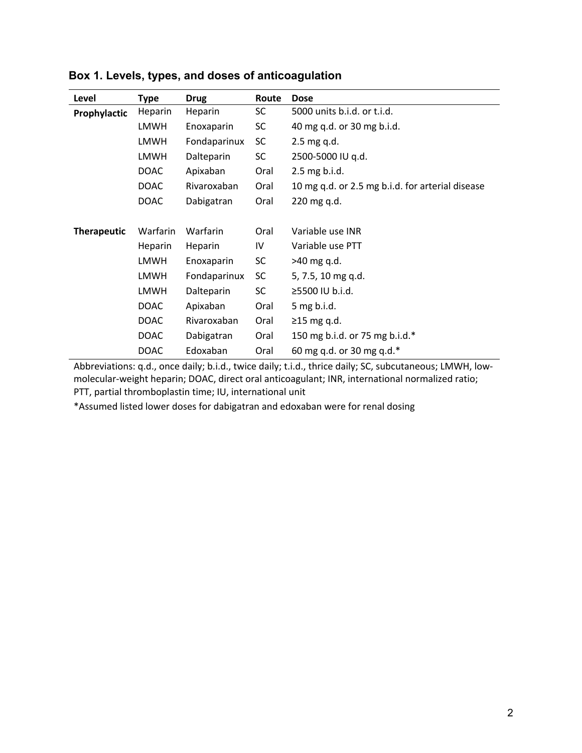**Box 1. Levels, types, and doses of anticoagulation**

| Level | Type | Drug | Route | Dose |
|---|---|---|---|---|
| **Prophylactic** | Heparin | Heparin | SC | 5000 units b.i.d. or t.i.d. |
| | LMWH | Enoxaparin | SC | 40 mg q.d. or 30 mg b.i.d. |
| | LMWH | Fondaparinux | SC | 2.5 mg q.d. |
| | LMWH | Dalteparin | SC | 2500-5000 IU q.d. |
| | DOAC | Apixaban | Oral | 2.5 mg b.i.d. |
| | DOAC | Rivaroxaban | Oral | 10 mg q.d. or 2.5 mg b.i.d. for arterial disease |
| | DOAC | Dabigatran | Oral | 220 mg q.d. |
| **Therapeutic** | Warfarin | Warfarin | Oral | Variable use INR |
| | Heparin | Heparin | IV | Variable use PTT |
| | LMWH | Enoxaparin | SC | >40 mg q.d. |
| | LMWH | Fondaparinux | SC | 5, 7.5, 10 mg q.d. |
| | LMWH | Dalteparin | SC | ≥5500 IU b.i.d. |
| | DOAC | Apixaban | Oral | 5 mg b.i.d. |
| | DOAC | Rivaroxaban | Oral | ≥15 mg q.d. |
| | DOAC | Dabigatran | Oral | 150 mg b.i.d. or 75 mg b.i.d.* |
| | DOAC | Edoxaban | Oral | 60 mg q.d. or 30 mg q.d.* |

Abbreviations: q.d., once daily; b.i.d., twice daily; t.i.d., thrice daily; SC, subcutaneous; LMWH, low-molecular-weight heparin; DOAC, direct oral anticoagulant; INR, international normalized ratio; PTT, partial thromboplastin time; IU, international unit

*Assumed listed lower doses for dabigatran and edoxaban were for renal dosing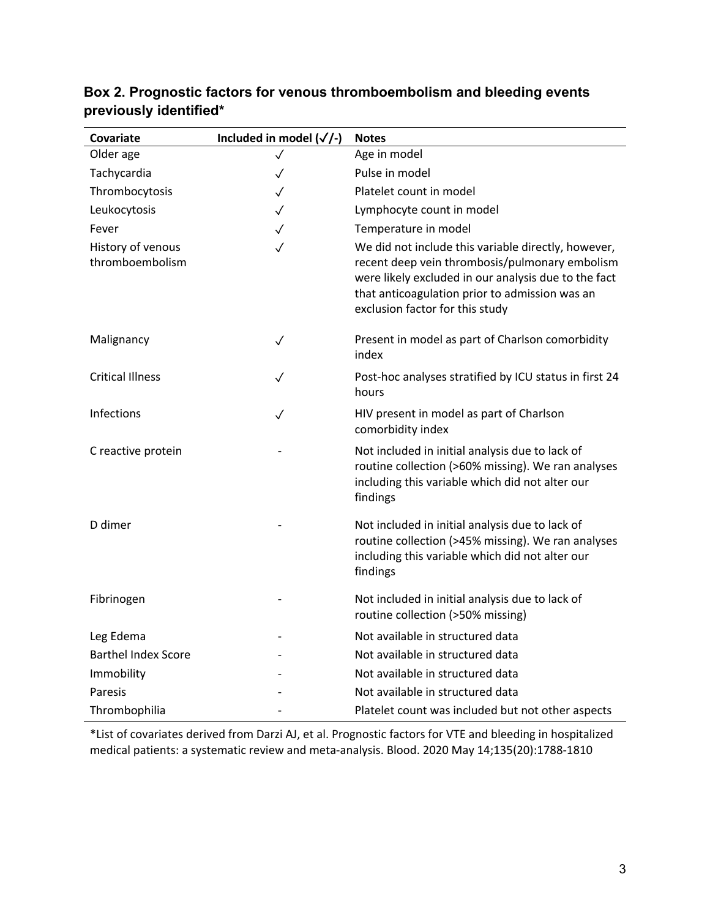**Box 2. Prognostic factors for venous thromboembolism and bleeding events previously identified***

| Covariate | Included in model (✓/-) | Notes |
|---|---|---|
| Older age | ✓ | Age in model |
| Tachycardia | ✓ | Pulse in model |
| Thrombocytosis | ✓ | Platelet count in model |
| Leukocytosis | ✓ | Lymphocyte count in model |
| Fever | ✓ | Temperature in model |
| History of venous thromboembolism | ✓ | We did not include this variable directly, however, recent deep vein thrombosis/pulmonary embolism were likely excluded in our analysis due to the fact that anticoagulation prior to admission was an exclusion factor for this study |
| Malignancy | ✓ | Present in model as part of Charlson comorbidity index |
| Critical Illness | ✓ | Post-hoc analyses stratified by ICU status in first 24 hours |
| Infections | ✓ | HIV present in model as part of Charlson comorbidity index |
| C reactive protein | - | Not included in initial analysis due to lack of routine collection (>60% missing). We ran analyses including this variable which did not alter our findings |
| D dimer | - | Not included in initial analysis due to lack of routine collection (>45% missing). We ran analyses including this variable which did not alter our findings |
| Fibrinogen | - | Not included in initial analysis due to lack of routine collection (>50% missing) |
| Leg Edema | - | Not available in structured data |
| Barthel Index Score | - | Not available in structured data |
| Immobility | - | Not available in structured data |
| Paresis | - | Not available in structured data |
| Thrombophilia | - | Platelet count was included but not other aspects |

*List of covariates derived from Darzi AJ, et al. Prognostic factors for VTE and bleeding in hospitalized medical patients: a systematic review and meta-analysis. Blood. 2020 May 14;135(20):1788-1810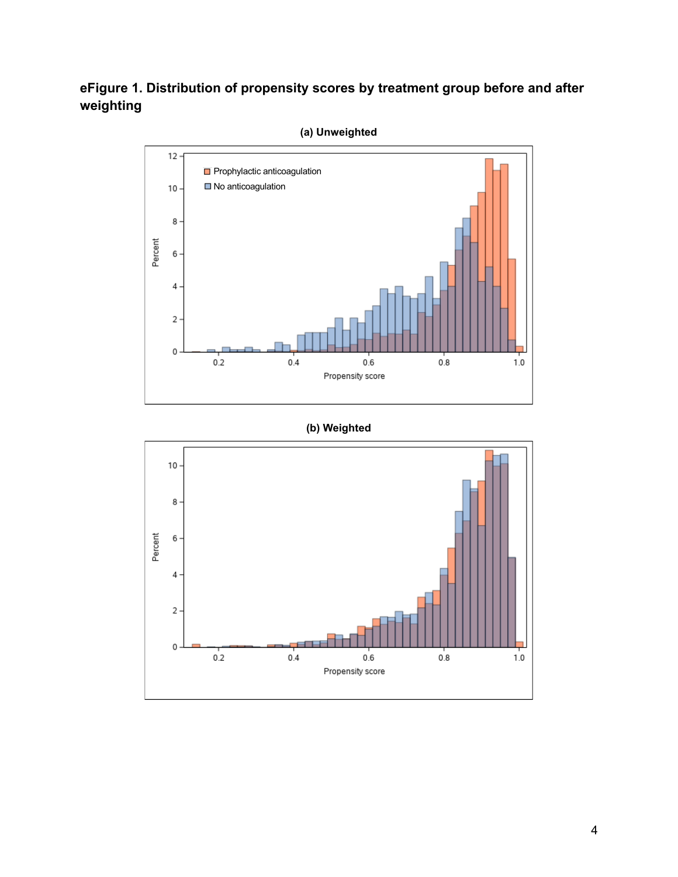**eFigure 1. Distribution of propensity scores by treatment group before and after weighting**

**(a) Unweighted**

**(b) Weighted**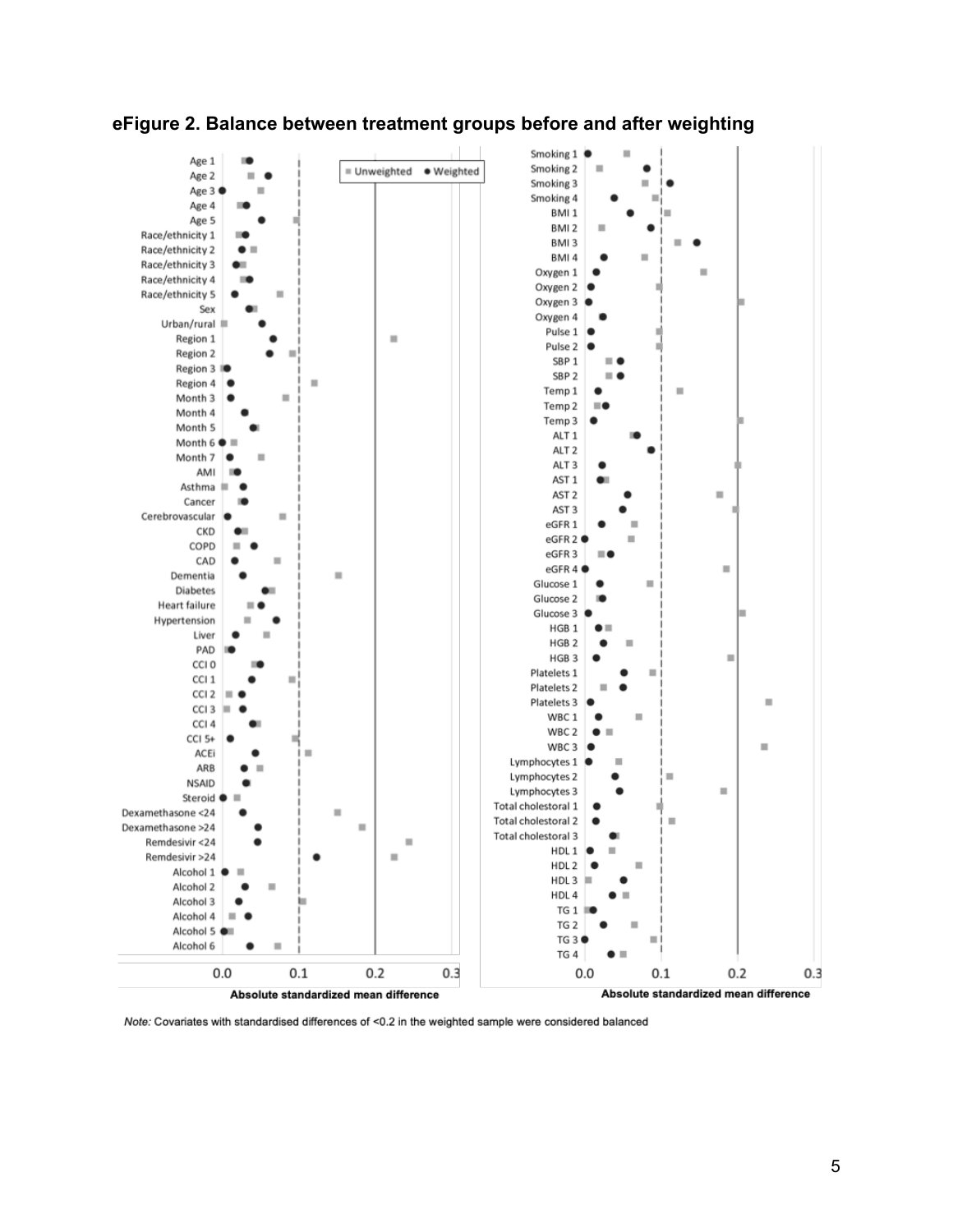## eFigure 2. Balance between treatment groups before and after weighting

*Note:* Covariates with standardised differences of <0.2 in the weighted sample were considered balanced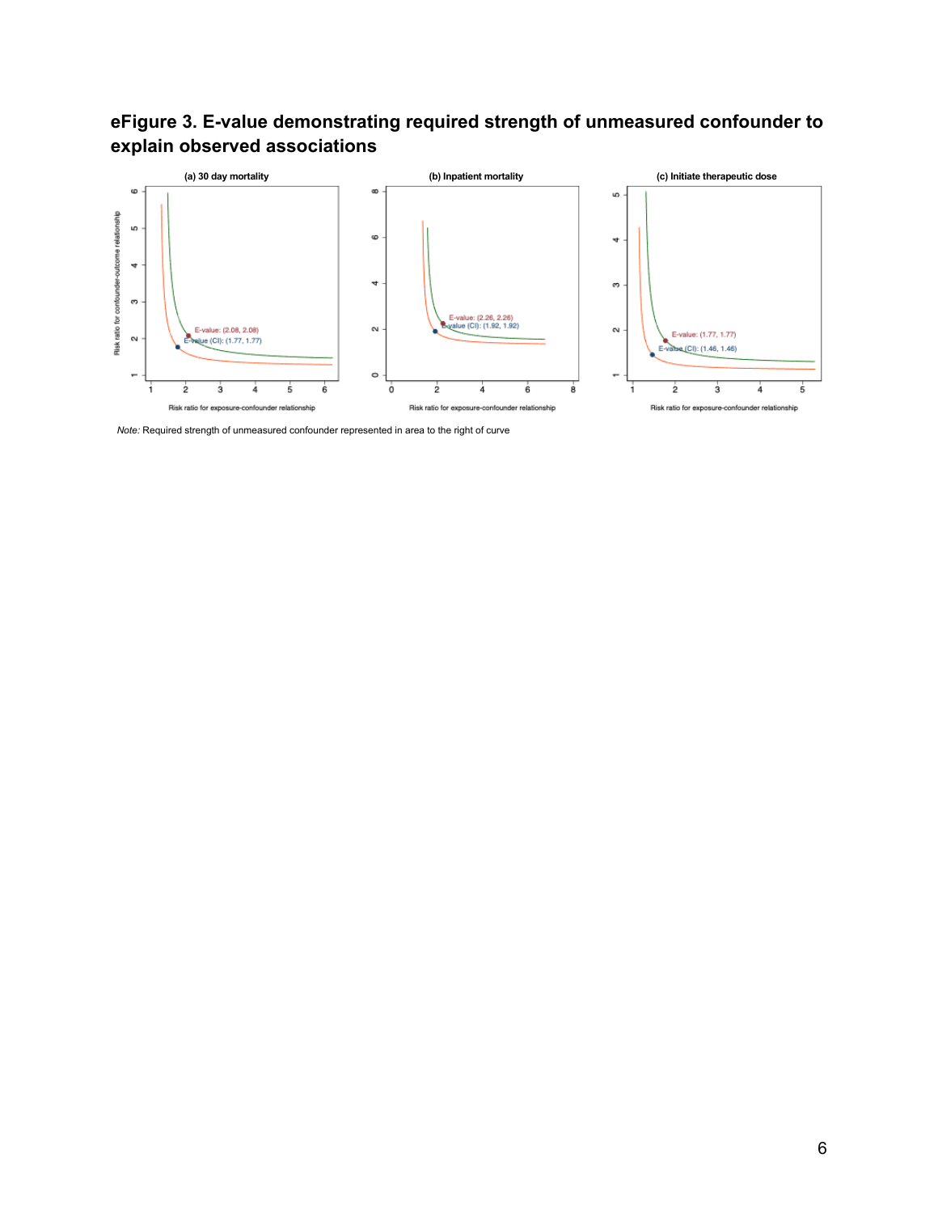**eFigure 3. E-value demonstrating required strength of unmeasured confounder to explain observed associations**

(a) 30 day mortality

E-value: (2.08, 2.08)

E-value (CI): (1.77, 1.77)

(b) Inpatient mortality

E-value: (2.26, 2.26)

E-value (CI): (1.92, 1.92)

(c) Initiate therapeutic dose

E-value: (1.77, 1.77)

E-value (CI): (1.46, 1.46)

Risk ratio for confounder-outcome relationship

Risk ratio for exposure-confounder relationship

*Note:* Required strength of unmeasured confounder represented in area to the right of curve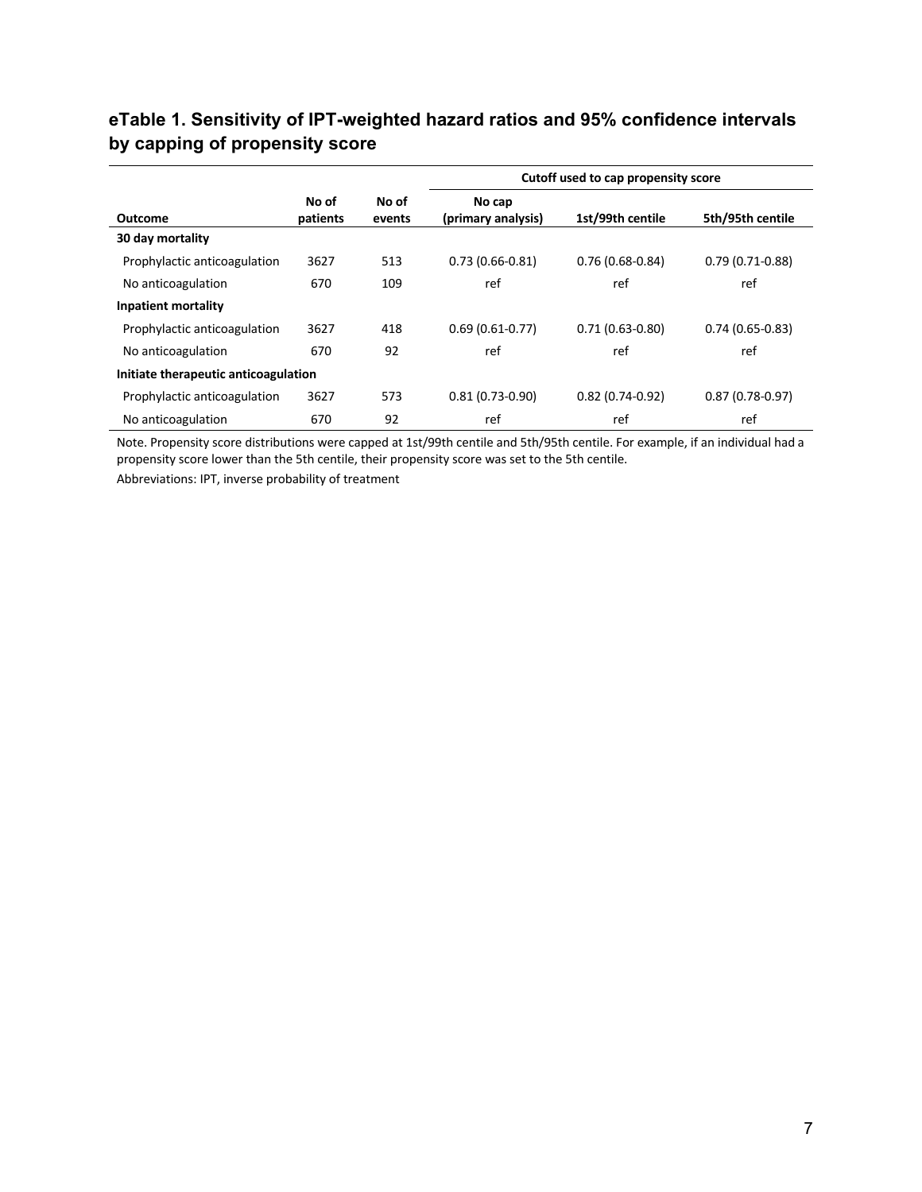# eTable 1. Sensitivity of IPT-weighted hazard ratios and 95% confidence intervals by capping of propensity score

| | | | Cutoff used to cap propensity score | | |
|---|---|---|---|---|---|
| **Outcome** | **No of patients** | **No of events** | **No cap (primary analysis)** | **1st/99th centile** | **5th/95th centile** |
| **30 day mortality** | | | | | |
| Prophylactic anticoagulation | 3627 | 513 | 0.73 (0.66-0.81) | 0.76 (0.68-0.84) | 0.79 (0.71-0.88) |
| No anticoagulation | 670 | 109 | ref | ref | ref |
| **Inpatient mortality** | | | | | |
| Prophylactic anticoagulation | 3627 | 418 | 0.69 (0.61-0.77) | 0.71 (0.63-0.80) | 0.74 (0.65-0.83) |
| No anticoagulation | 670 | 92 | ref | ref | ref |
| **Initiate therapeutic anticoagulation** | | | | | |
| Prophylactic anticoagulation | 3627 | 573 | 0.81 (0.73-0.90) | 0.82 (0.74-0.92) | 0.87 (0.78-0.97) |
| No anticoagulation | 670 | 92 | ref | ref | ref |

Note. Propensity score distributions were capped at 1st/99th centile and 5th/95th centile. For example, if an individual had a propensity score lower than the 5th centile, their propensity score was set to the 5th centile.

Abbreviations: IPT, inverse probability of treatment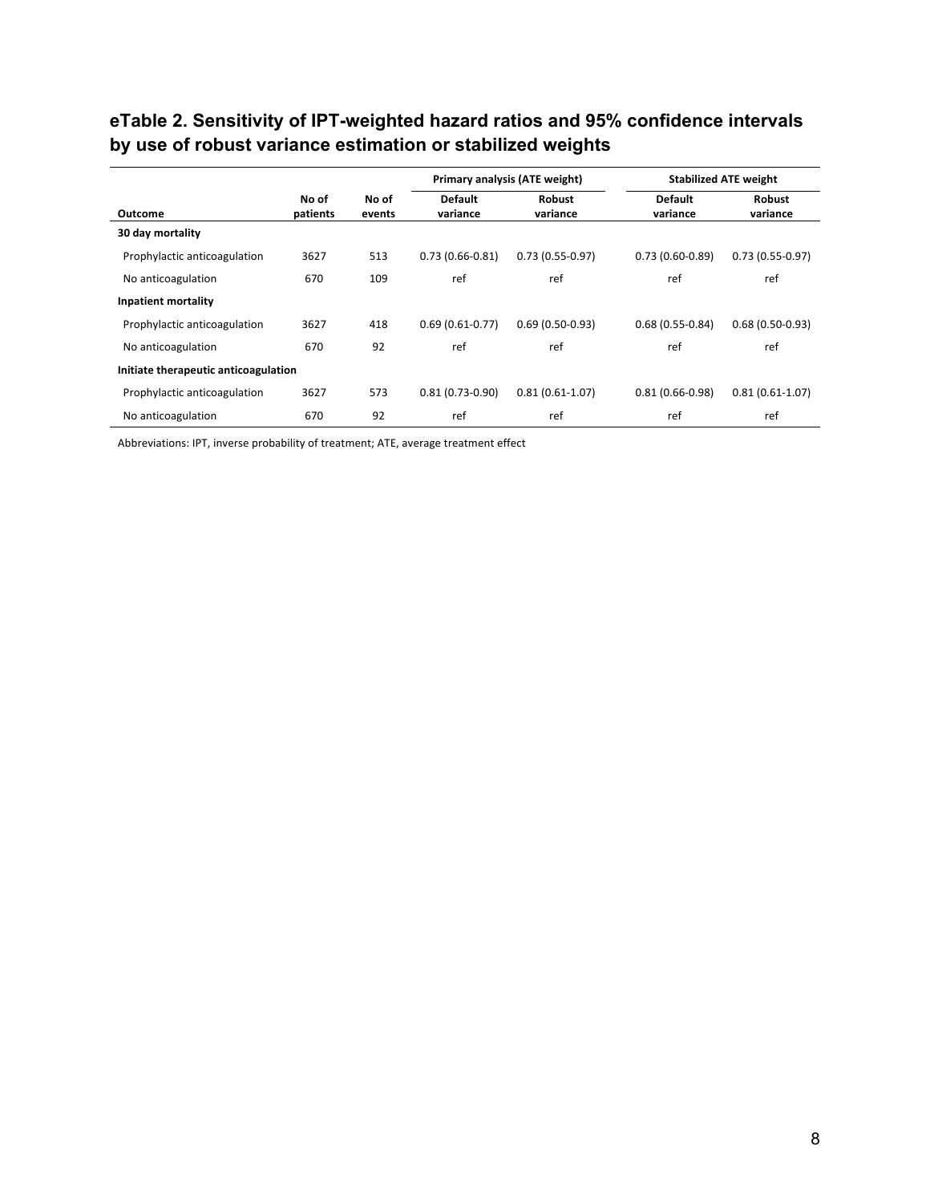## eTable 2. Sensitivity of IPT-weighted hazard ratios and 95% confidence intervals by use of robust variance estimation or stabilized weights

| | | | Primary analysis (ATE weight) | | Stabilized ATE weight | |
|---|---|---|---|---|---|---|
| **Outcome** | **No of patients** | **No of events** | **Default variance** | **Robust variance** | **Default variance** | **Robust variance** |
| **30 day mortality** | | | | | | |
| Prophylactic anticoagulation | 3627 | 513 | 0.73 (0.66-0.81) | 0.73 (0.55-0.97) | 0.73 (0.60-0.89) | 0.73 (0.55-0.97) |
| No anticoagulation | 670 | 109 | ref | ref | ref | ref |
| **Inpatient mortality** | | | | | | |
| Prophylactic anticoagulation | 3627 | 418 | 0.69 (0.61-0.77) | 0.69 (0.50-0.93) | 0.68 (0.55-0.84) | 0.68 (0.50-0.93) |
| No anticoagulation | 670 | 92 | ref | ref | ref | ref |
| **Initiate therapeutic anticoagulation** | | | | | | |
| Prophylactic anticoagulation | 3627 | 573 | 0.81 (0.73-0.90) | 0.81 (0.61-1.07) | 0.81 (0.66-0.98) | 0.81 (0.61-1.07) |
| No anticoagulation | 670 | 92 | ref | ref | ref | ref |

Abbreviations: IPT, inverse probability of treatment; ATE, average treatment effect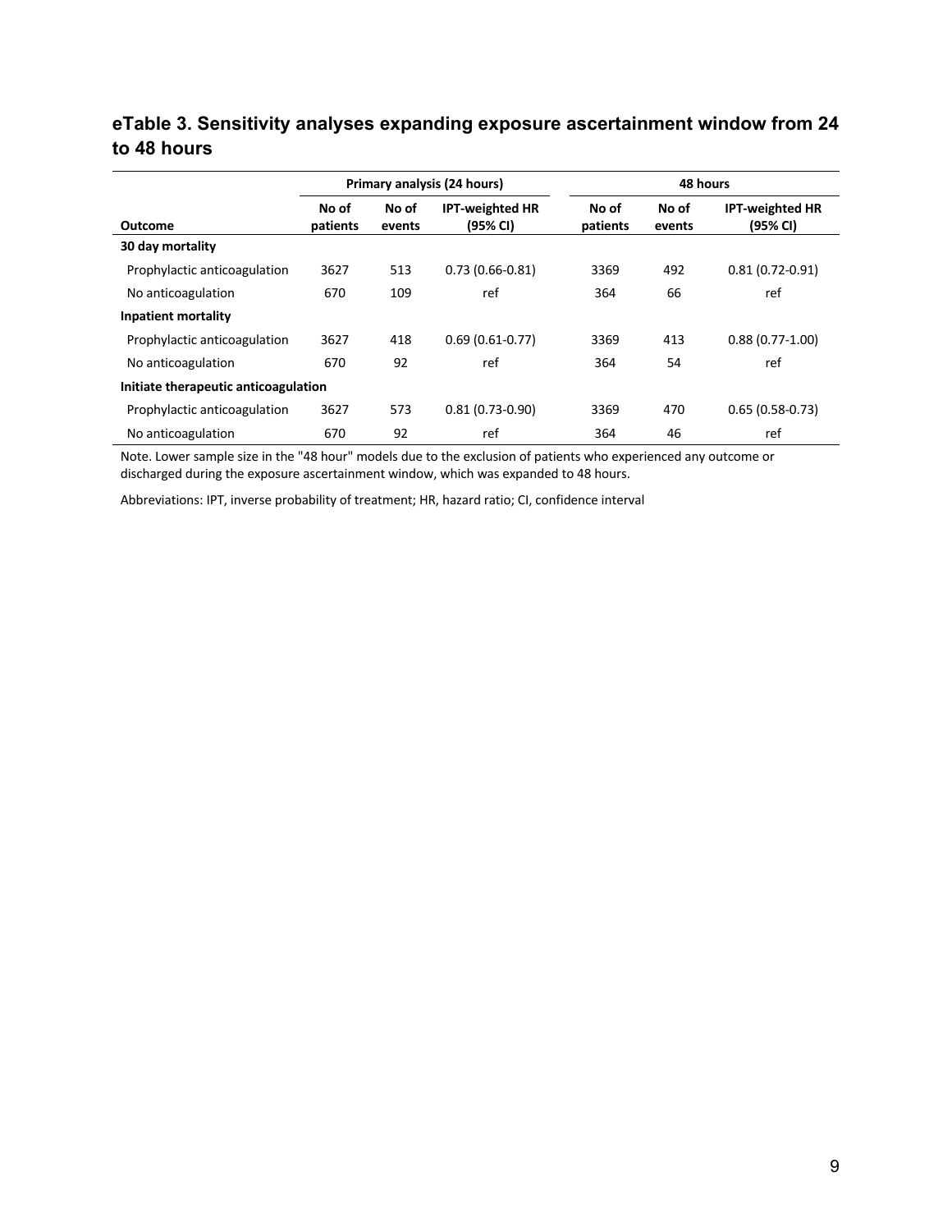## eTable 3. Sensitivity analyses expanding exposure ascertainment window from 24 to 48 hours

| | Primary analysis (24 hours) | | | 48 hours | | |
|---|---|---|---|---|---|---|
| **Outcome** | **No of patients** | **No of events** | **IPT-weighted HR (95% CI)** | **No of patients** | **No of events** | **IPT-weighted HR (95% CI)** |
| **30 day mortality** | | | | | | |
| Prophylactic anticoagulation | 3627 | 513 | 0.73 (0.66-0.81) | 3369 | 492 | 0.81 (0.72-0.91) |
| No anticoagulation | 670 | 109 | ref | 364 | 66 | ref |
| **Inpatient mortality** | | | | | | |
| Prophylactic anticoagulation | 3627 | 418 | 0.69 (0.61-0.77) | 3369 | 413 | 0.88 (0.77-1.00) |
| No anticoagulation | 670 | 92 | ref | 364 | 54 | ref |
| **Initiate therapeutic anticoagulation** | | | | | | |
| Prophylactic anticoagulation | 3627 | 573 | 0.81 (0.73-0.90) | 3369 | 470 | 0.65 (0.58-0.73) |
| No anticoagulation | 670 | 92 | ref | 364 | 46 | ref |

Note. Lower sample size in the "48 hour" models due to the exclusion of patients who experienced any outcome or discharged during the exposure ascertainment window, which was expanded to 48 hours.

Abbreviations: IPT, inverse probability of treatment; HR, hazard ratio; CI, confidence interval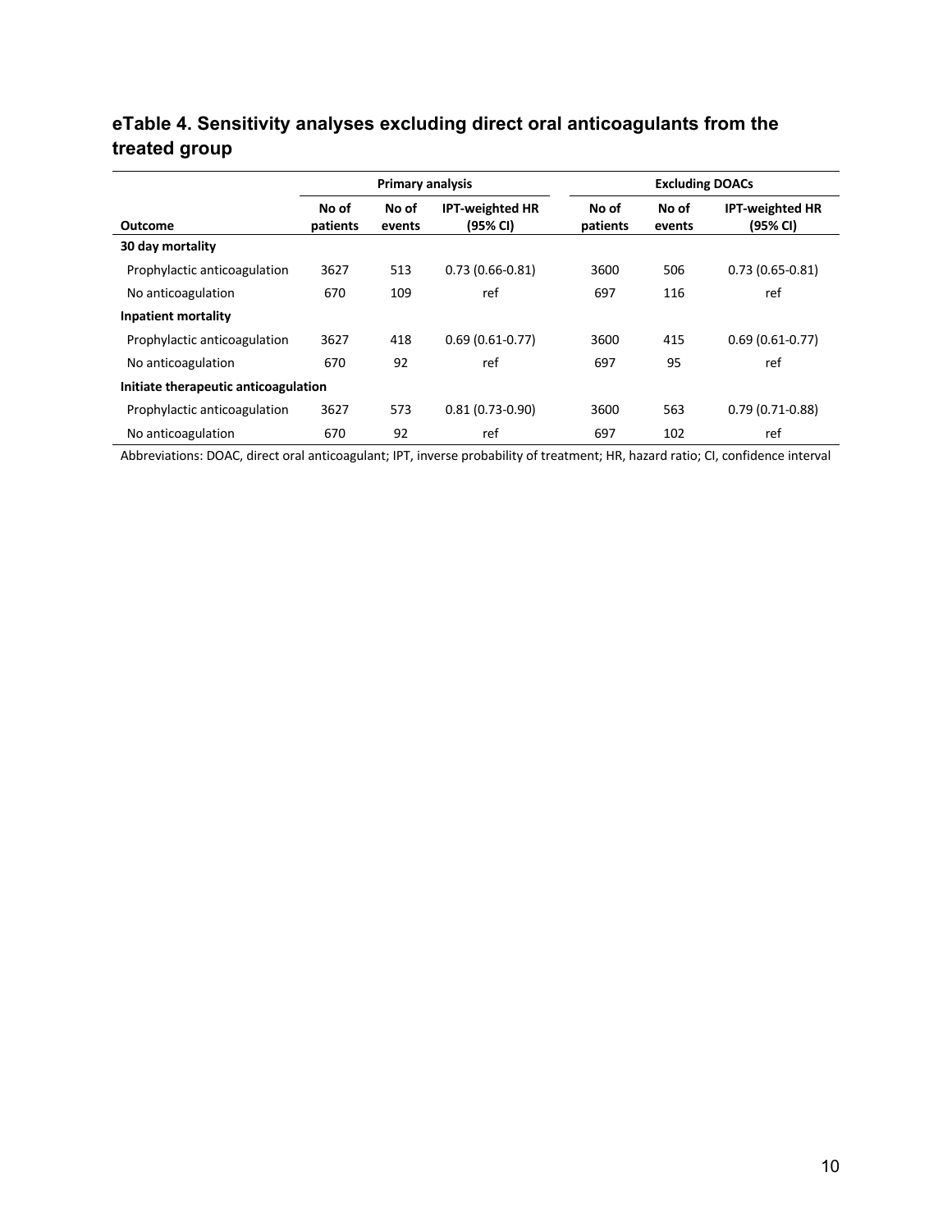## eTable 4. Sensitivity analyses excluding direct oral anticoagulants from the treated group

| | Primary analysis | | | Excluding DOACs | | |
|---|---|---|---|---|---|---|
| **Outcome** | **No of patients** | **No of events** | **IPT-weighted HR (95% CI)** | **No of patients** | **No of events** | **IPT-weighted HR (95% CI)** |
| **30 day mortality** | | | | | | |
| Prophylactic anticoagulation | 3627 | 513 | 0.73 (0.66-0.81) | 3600 | 506 | 0.73 (0.65-0.81) |
| No anticoagulation | 670 | 109 | ref | 697 | 116 | ref |
| **Inpatient mortality** | | | | | | |
| Prophylactic anticoagulation | 3627 | 418 | 0.69 (0.61-0.77) | 3600 | 415 | 0.69 (0.61-0.77) |
| No anticoagulation | 670 | 92 | ref | 697 | 95 | ref |
| **Initiate therapeutic anticoagulation** | | | | | | |
| Prophylactic anticoagulation | 3627 | 573 | 0.81 (0.73-0.90) | 3600 | 563 | 0.79 (0.71-0.88) |
| No anticoagulation | 670 | 92 | ref | 697 | 102 | ref |

Abbreviations: DOAC, direct oral anticoagulant; IPT, inverse probability of treatment; HR, hazard ratio; CI, confidence interval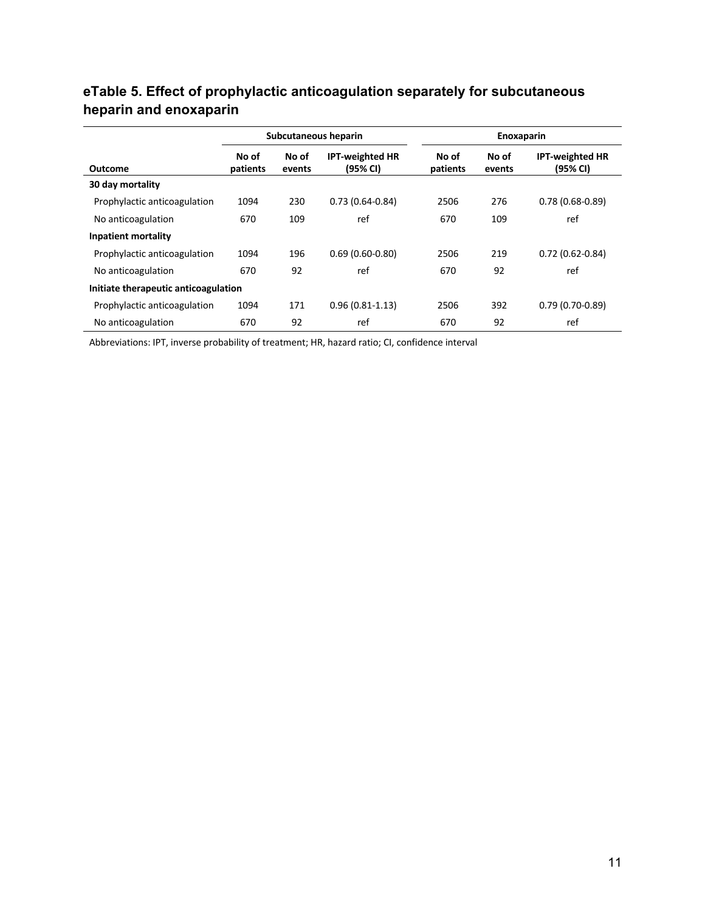## eTable 5. Effect of prophylactic anticoagulation separately for subcutaneous heparin and enoxaparin

| | Subcutaneous heparin | | | Enoxaparin | | |
|---|---|---|---|---|---|---|
| **Outcome** | **No of patients** | **No of events** | **IPT-weighted HR (95% CI)** | **No of patients** | **No of events** | **IPT-weighted HR (95% CI)** |
| **30 day mortality** | | | | | | |
| Prophylactic anticoagulation | 1094 | 230 | 0.73 (0.64-0.84) | 2506 | 276 | 0.78 (0.68-0.89) |
| No anticoagulation | 670 | 109 | ref | 670 | 109 | ref |
| **Inpatient mortality** | | | | | | |
| Prophylactic anticoagulation | 1094 | 196 | 0.69 (0.60-0.80) | 2506 | 219 | 0.72 (0.62-0.84) |
| No anticoagulation | 670 | 92 | ref | 670 | 92 | ref |
| **Initiate therapeutic anticoagulation** | | | | | | |
| Prophylactic anticoagulation | 1094 | 171 | 0.96 (0.81-1.13) | 2506 | 392 | 0.79 (0.70-0.89) |
| No anticoagulation | 670 | 92 | ref | 670 | 92 | ref |

Abbreviations: IPT, inverse probability of treatment; HR, hazard ratio; CI, confidence interval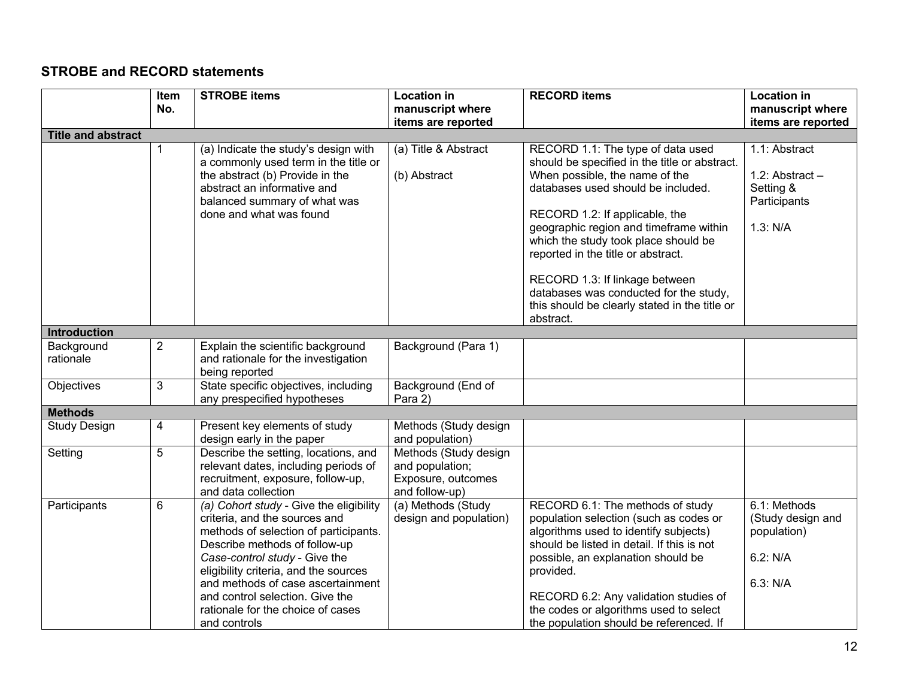## STROBE and RECORD statements

| | Item No. | STROBE items | Location in manuscript where items are reported | RECORD items | Location in manuscript where items are reported |
|---|---|---|---|---|---|
| **Title and abstract** | | | | | |
| | 1 | (a) Indicate the study's design with a commonly used term in the title or the abstract (b) Provide in the abstract an informative and balanced summary of what was done and what was found | (a) Title & Abstract<br><br>(b) Abstract | RECORD 1.1: The type of data used should be specified in the title or abstract. When possible, the name of the databases used should be included.<br><br>RECORD 1.2: If applicable, the geographic region and timeframe within which the study took place should be reported in the title or abstract.<br><br>RECORD 1.3: If linkage between databases was conducted for the study, this should be clearly stated in the title or abstract. | 1.1: Abstract<br><br>1.2: Abstract – Setting & Participants<br><br>1.3: N/A |
| **Introduction** | | | | | |
| Background rationale | 2 | Explain the scientific background and rationale for the investigation being reported | Background (Para 1) | | |
| Objectives | 3 | State specific objectives, including any prespecified hypotheses | Background (End of Para 2) | | |
| **Methods** | | | | | |
| Study Design | 4 | Present key elements of study design early in the paper | Methods (Study design and population) | | |
| Setting | 5 | Describe the setting, locations, and relevant dates, including periods of recruitment, exposure, follow-up, and data collection | Methods (Study design and population; Exposure, outcomes and follow-up) | | |
| Participants | 6 | *(a) Cohort study* - Give the eligibility criteria, and the sources and methods of selection of participants. Describe methods of follow-up<br>*Case-control study* - Give the eligibility criteria, and the sources and methods of case ascertainment and control selection. Give the rationale for the choice of cases and controls | (a) Methods (Study design and population) | RECORD 6.1: The methods of study population selection (such as codes or algorithms used to identify subjects) should be listed in detail. If this is not possible, an explanation should be provided.<br><br>RECORD 6.2: Any validation studies of the codes or algorithms used to select the population should be referenced. If | 6.1: Methods (Study design and population)<br><br>6.2: N/A<br><br>6.3: N/A |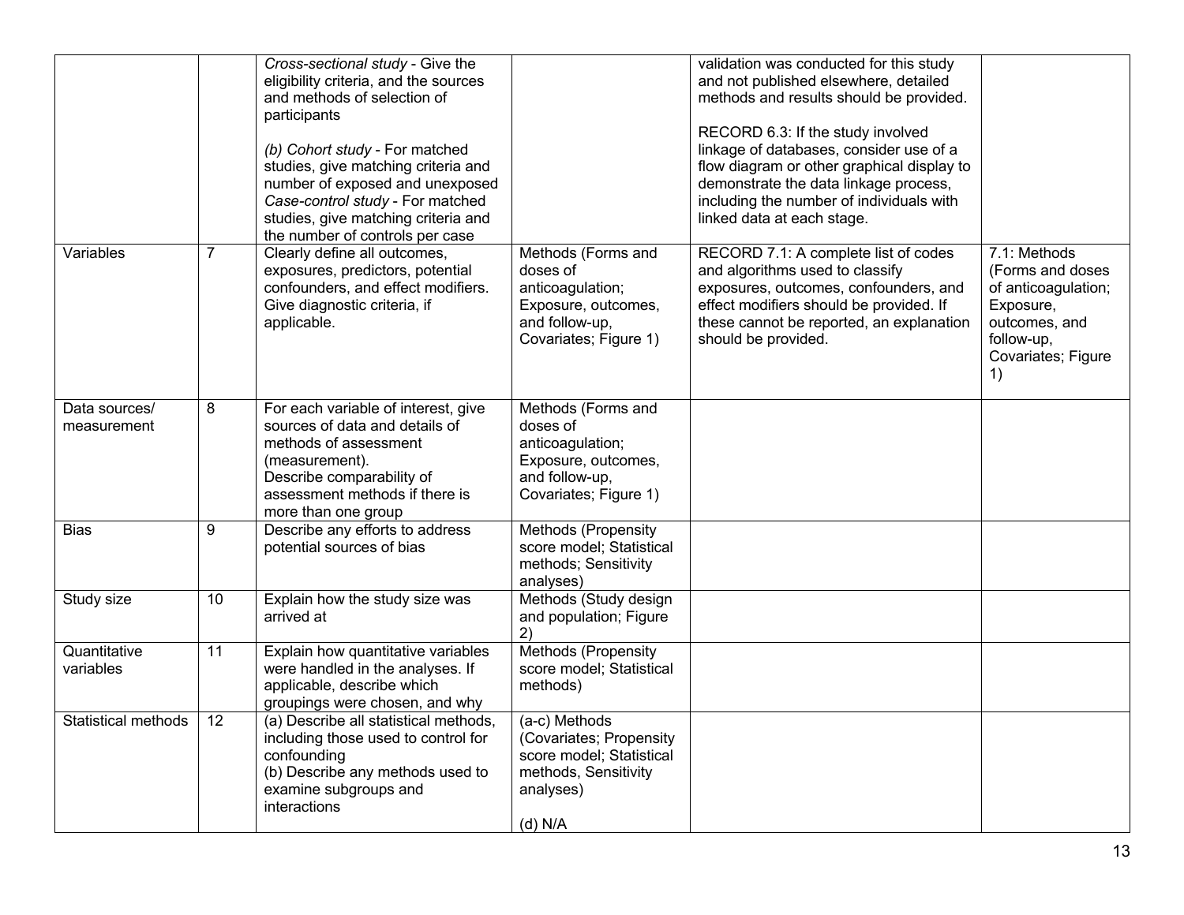| | | | | | |
|---|---|---|---|---|---|
| | | *Cross-sectional study* - Give the eligibility criteria, and the sources and methods of selection of participants<br><br>*(b) Cohort study* - For matched studies, give matching criteria and number of exposed and unexposed<br>*Case-control study* - For matched studies, give matching criteria and the number of controls per case | | validation was conducted for this study and not published elsewhere, detailed methods and results should be provided.<br><br>RECORD 6.3: If the study involved linkage of databases, consider use of a flow diagram or other graphical display to demonstrate the data linkage process, including the number of individuals with linked data at each stage. | |
| Variables | 7 | Clearly define all outcomes, exposures, predictors, potential confounders, and effect modifiers. Give diagnostic criteria, if applicable. | Methods (Forms and doses of anticoagulation; Exposure, outcomes, and follow-up, Covariates; Figure 1) | RECORD 7.1: A complete list of codes and algorithms used to classify exposures, outcomes, confounders, and effect modifiers should be provided. If these cannot be reported, an explanation should be provided. | 7.1: Methods (Forms and doses of anticoagulation; Exposure, outcomes, and follow-up, Covariates; Figure 1) |
| Data sources/ measurement | 8 | For each variable of interest, give sources of data and details of methods of assessment (measurement).<br>Describe comparability of assessment methods if there is more than one group | Methods (Forms and doses of anticoagulation; Exposure, outcomes, and follow-up, Covariates; Figure 1) | | |
| Bias | 9 | Describe any efforts to address potential sources of bias | Methods (Propensity score model; Statistical methods; Sensitivity analyses) | | |
| Study size | 10 | Explain how the study size was arrived at | Methods (Study design and population; Figure 2) | | |
| Quantitative variables | 11 | Explain how quantitative variables were handled in the analyses. If applicable, describe which groupings were chosen, and why | Methods (Propensity score model; Statistical methods) | | |
| Statistical methods | 12 | (a) Describe all statistical methods, including those used to control for confounding<br>(b) Describe any methods used to examine subgroups and interactions | (a-c) Methods (Covariates; Propensity score model; Statistical methods, Sensitivity analyses)<br><br>(d) N/A | | |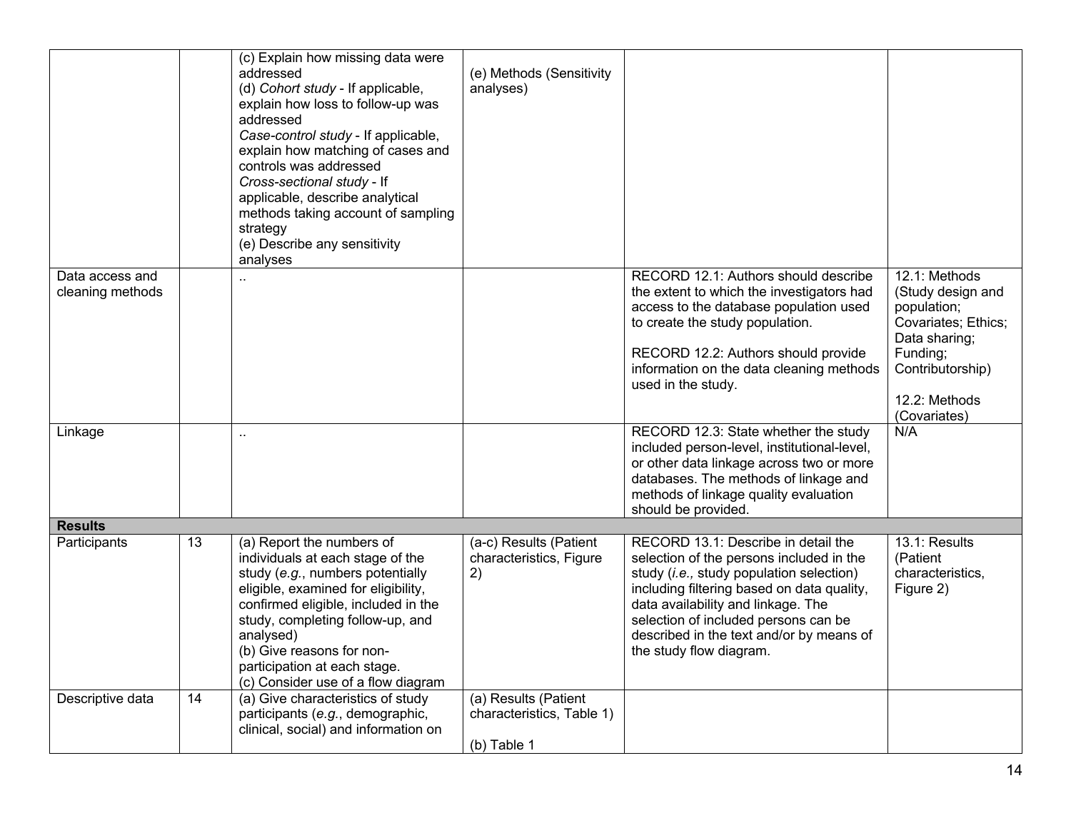| | | | | | |
|---|---|---|---|---|---|
| | | (c) Explain how missing data were addressed<br>(d) *Cohort study* - If applicable, explain how loss to follow-up was addressed<br>*Case-control study* - If applicable, explain how matching of cases and controls was addressed<br>*Cross-sectional study* - If applicable, describe analytical methods taking account of sampling strategy<br>(e) Describe any sensitivity analyses | (e) Methods (Sensitivity analyses) | | |
| Data access and cleaning methods | | .. | | RECORD 12.1: Authors should describe the extent to which the investigators had access to the database population used to create the study population.<br><br>RECORD 12.2: Authors should provide information on the data cleaning methods used in the study. | 12.1: Methods (Study design and population; Covariates; Ethics; Data sharing; Funding; Contributorship)<br><br>12.2: Methods (Covariates) |
| Linkage | | .. | | RECORD 12.3: State whether the study included person-level, institutional-level, or other data linkage across two or more databases. The methods of linkage and methods of linkage quality evaluation should be provided. | N/A |
| **Results** | | | | | |
| Participants | 13 | (a) Report the numbers of individuals at each stage of the study (*e.g.*, numbers potentially eligible, examined for eligibility, confirmed eligible, included in the study, completing follow-up, and analysed)<br>(b) Give reasons for non-participation at each stage.<br>(c) Consider use of a flow diagram | (a-c) Results (Patient characteristics, Figure 2) | RECORD 13.1: Describe in detail the selection of the persons included in the study (*i.e.,* study population selection) including filtering based on data quality, data availability and linkage. The selection of included persons can be described in the text and/or by means of the study flow diagram. | 13.1: Results (Patient characteristics, Figure 2) |
| Descriptive data | 14 | (a) Give characteristics of study participants (*e.g.*, demographic, clinical, social) and information on | (a) Results (Patient characteristics, Table 1)<br><br>(b) Table 1 | | |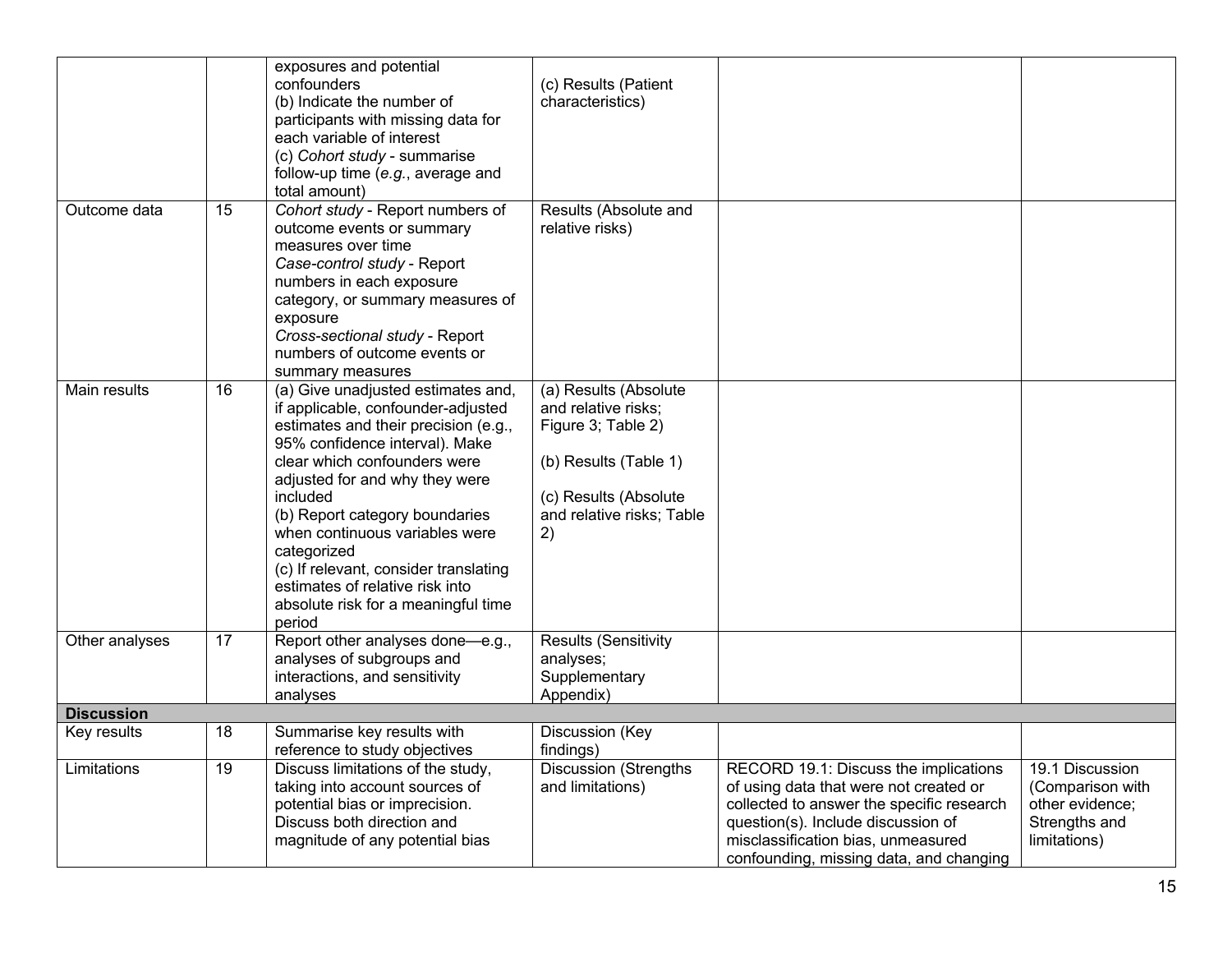| | | | | | |
|---|---|---|---|---|---|
| | | exposures and potential confounders<br>(b) Indicate the number of participants with missing data for each variable of interest<br>(c) *Cohort study* - summarise follow-up time (*e.g.*, average and total amount) | (c) Results (Patient characteristics) | | |
| Outcome data | 15 | *Cohort study* - Report numbers of outcome events or summary measures over time<br>*Case-control study* - Report numbers in each exposure category, or summary measures of exposure<br>*Cross-sectional study* - Report numbers of outcome events or summary measures | Results (Absolute and relative risks) | | |
| Main results | 16 | (a) Give unadjusted estimates and, if applicable, confounder-adjusted estimates and their precision (e.g., 95% confidence interval). Make clear which confounders were adjusted for and why they were included<br>(b) Report category boundaries when continuous variables were categorized<br>(c) If relevant, consider translating estimates of relative risk into absolute risk for a meaningful time period | (a) Results (Absolute and relative risks; Figure 3; Table 2)<br><br>(b) Results (Table 1)<br><br>(c) Results (Absolute and relative risks; Table 2) | | |
| Other analyses | 17 | Report other analyses done—e.g., analyses of subgroups and interactions, and sensitivity analyses | Results (Sensitivity analyses; Supplementary Appendix) | | |
| **Discussion** | | | | | |
| Key results | 18 | Summarise key results with reference to study objectives | Discussion (Key findings) | | |
| Limitations | 19 | Discuss limitations of the study, taking into account sources of potential bias or imprecision. Discuss both direction and magnitude of any potential bias | Discussion (Strengths and limitations) | RECORD 19.1: Discuss the implications of using data that were not created or collected to answer the specific research question(s). Include discussion of misclassification bias, unmeasured confounding, missing data, and changing | 19.1 Discussion (Comparison with other evidence; Strengths and limitations) |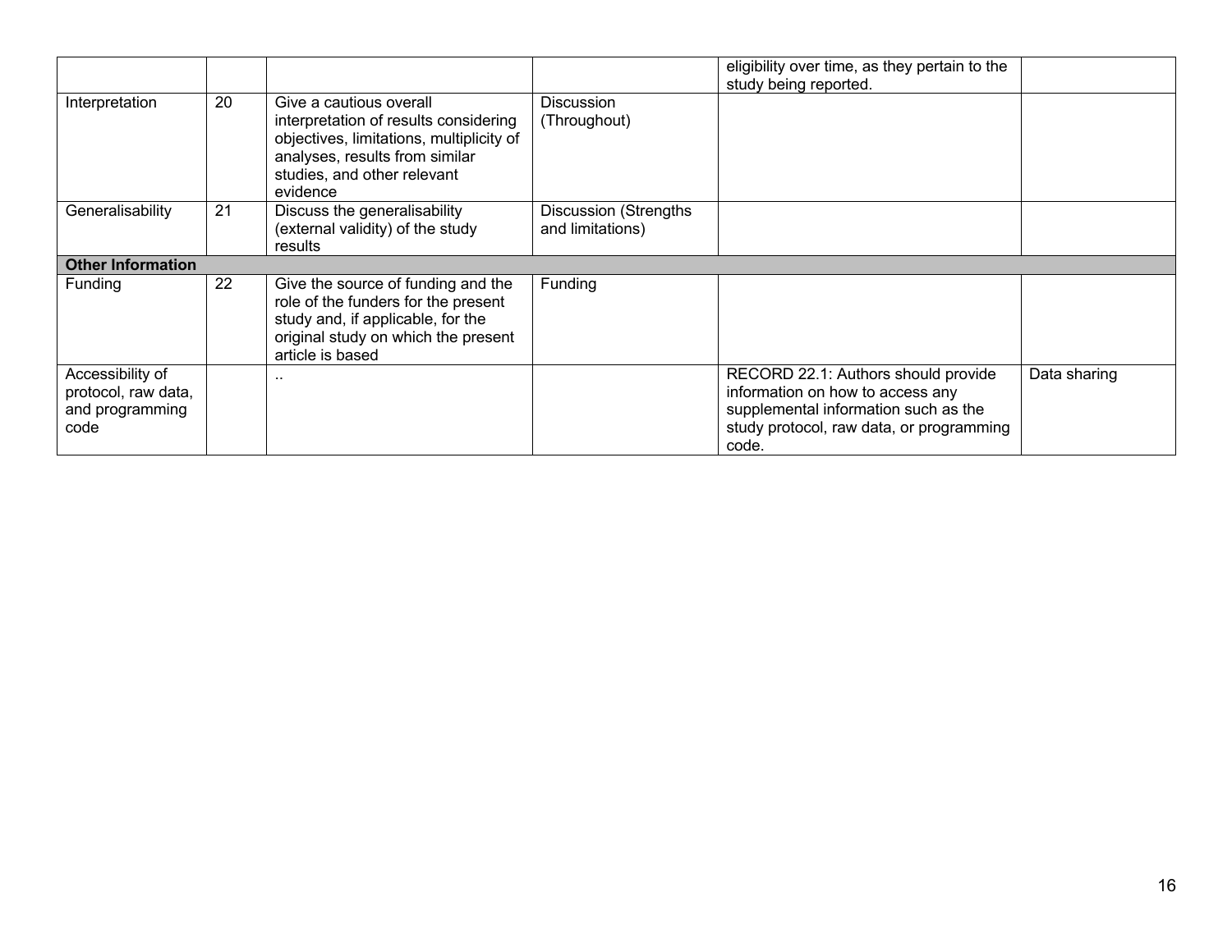| | | | | | |
|---|---|---|---|---|---|
| | | | | eligibility over time, as they pertain to the study being reported. | |
| Interpretation | 20 | Give a cautious overall interpretation of results considering objectives, limitations, multiplicity of analyses, results from similar studies, and other relevant evidence | Discussion (Throughout) | | |
| Generalisability | 21 | Discuss the generalisability (external validity) of the study results | Discussion (Strengths and limitations) | | |
| **Other Information** | | | | | |
| Funding | 22 | Give the source of funding and the role of the funders for the present study and, if applicable, for the original study on which the present article is based | Funding | | |
| Accessibility of protocol, raw data, and programming code | | .. | | RECORD 22.1: Authors should provide information on how to access any supplemental information such as the study protocol, raw data, or programming code. | Data sharing |